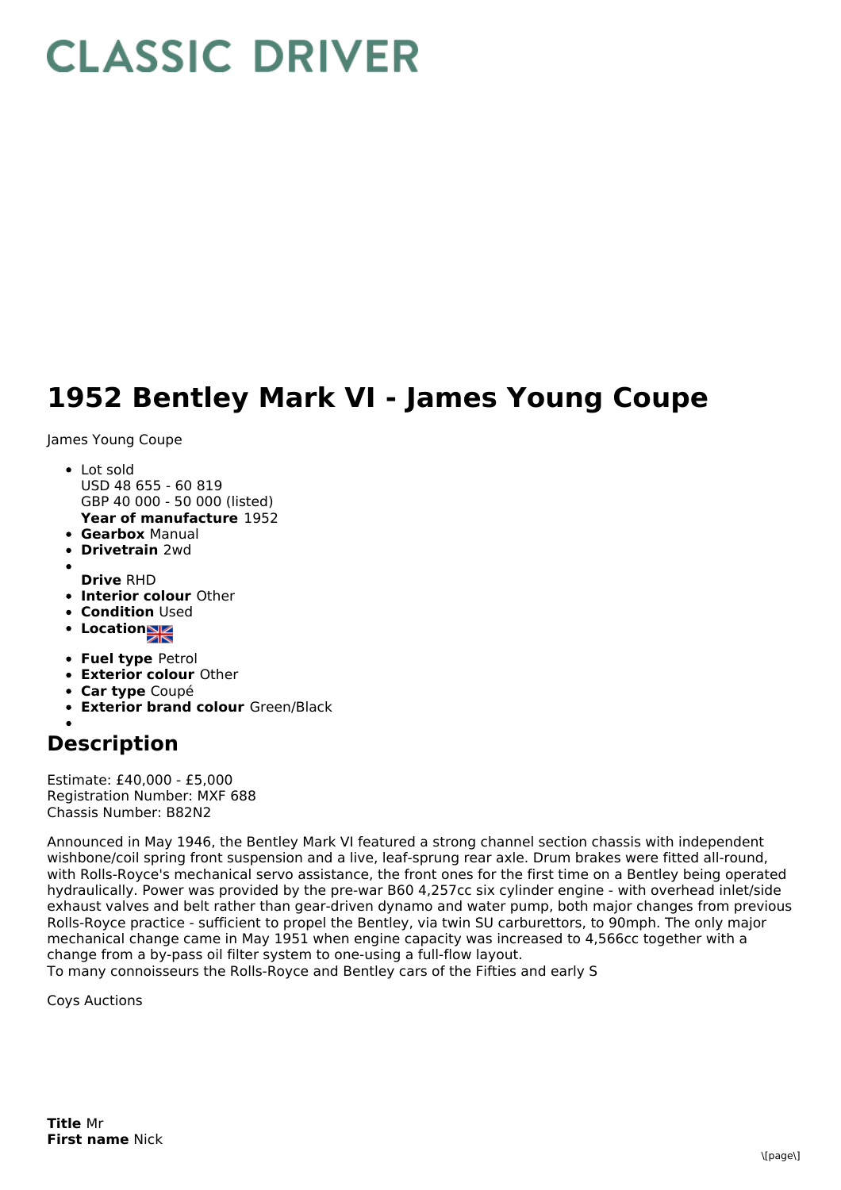# CLASSIC DRIVER

# 1952 Bentley Mark VI - James Young Coupe

James Young Coupe

- Lot sold
  USD 48 655 - 60 819
  GBP 40 000 - 50 000 (listed)
  **Year of manufacture** 1952
- **Gearbox** Manual
- **Drivetrain** 2wd
- 
  **Drive** RHD
- **Interior colour** Other
- **Condition** Used
- **Location**
- **Fuel type** Petrol
- **Exterior colour** Other
- **Car type** Coupé
- **Exterior brand colour** Green/Black
- 

## Description

Estimate: £40,000 - £5,000
Registration Number: MXF 688
Chassis Number: B82N2

Announced in May 1946, the Bentley Mark VI featured a strong channel section chassis with independent wishbone/coil spring front suspension and a live, leaf-sprung rear axle. Drum brakes were fitted all-round, with Rolls-Royce's mechanical servo assistance, the front ones for the first time on a Bentley being operated hydraulically. Power was provided by the pre-war B60 4,257cc six cylinder engine - with overhead inlet/side exhaust valves and belt rather than gear-driven dynamo and water pump, both major changes from previous Rolls-Royce practice - sufficient to propel the Bentley, via twin SU carburettors, to 90mph. The only major mechanical change came in May 1951 when engine capacity was increased to 4,566cc together with a change from a by-pass oil filter system to one-using a full-flow layout.
To many connoisseurs the Rolls-Royce and Bentley cars of the Fifties and early S

Coys Auctions

**Title** Mr
**First name** Nick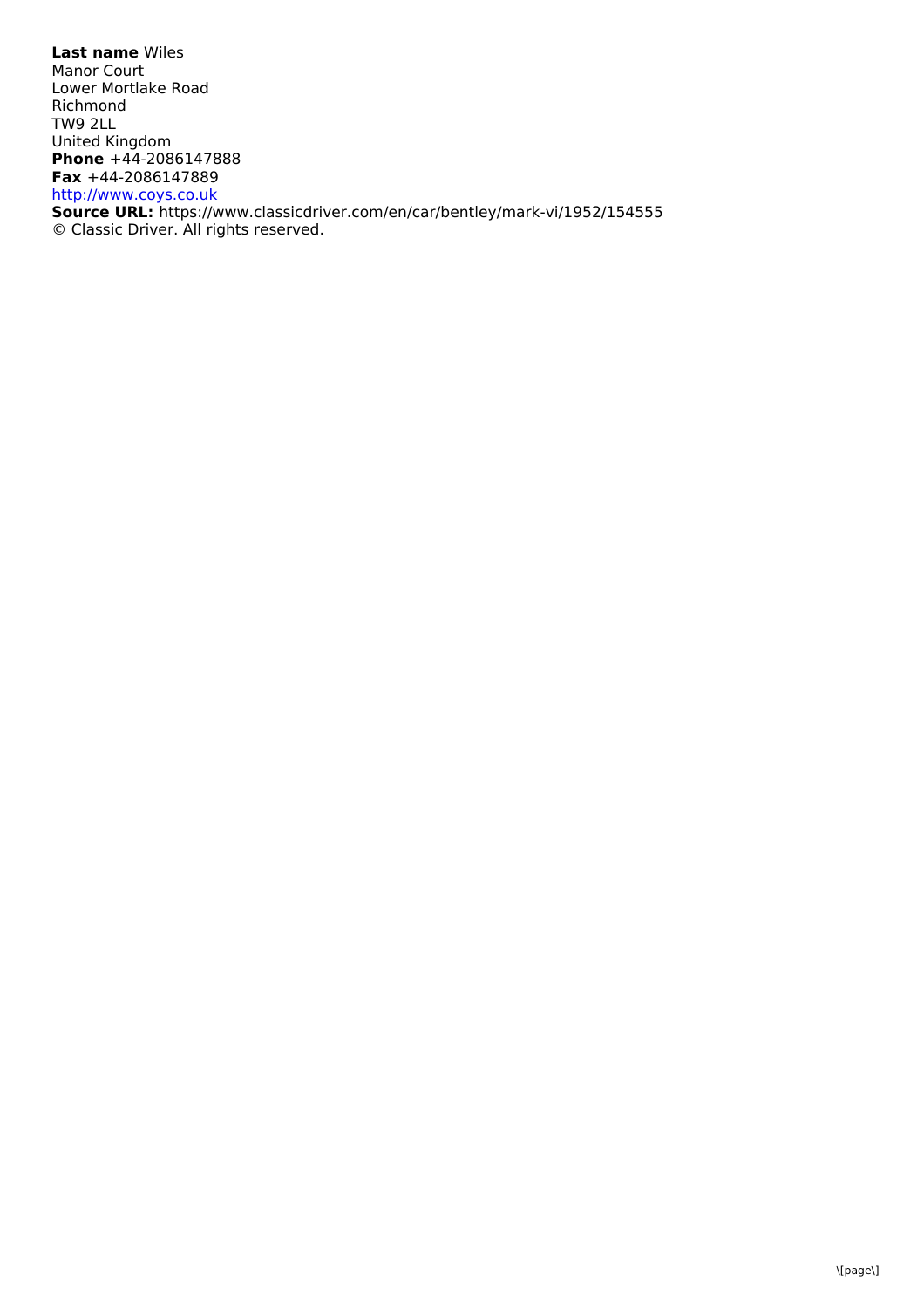**Last name** Wiles
Manor Court
Lower Mortlake Road
Richmond
TW9 2LL
United Kingdom
**Phone** +44-2086147888
**Fax** +44-2086147889
[http://www.coys.co.uk](http://www.coys.co.uk)
**Source URL:** https://www.classicdriver.com/en/car/bentley/mark-vi/1952/154555
© Classic Driver. All rights reserved.